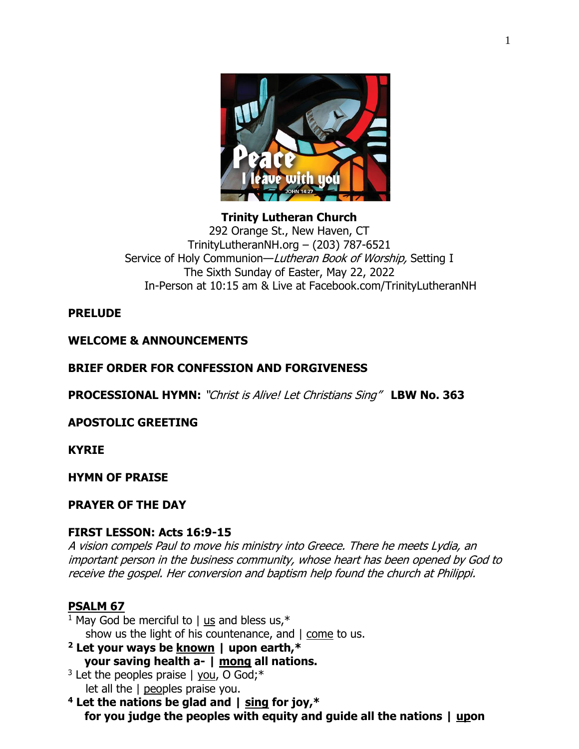**Trinity Lutheran Church**
292 Orange St., New Haven, CT
TrinityLutheranNH.org – (203) 787-6521
Service of Holy Communion—*Lutheran Book of Worship,* Setting I
The Sixth Sunday of Easter, May 22, 2022
In-Person at 10:15 am & Live at Facebook.com/TrinityLutheranNH

**PRELUDE**

**WELCOME & ANNOUNCEMENTS**

**BRIEF ORDER FOR CONFESSION AND FORGIVENESS**

**PROCESSIONAL HYMN:** *"Christ is Alive! Let Christians Sing"* **LBW No. 363**

**APOSTOLIC GREETING**

**KYRIE**

**HYMN OF PRAISE**

**PRAYER OF THE DAY**

**FIRST LESSON: Acts 16:9-15**
*A vision compels Paul to move his ministry into Greece. There he meets Lydia, an important person in the business community, whose heart has been opened by God to receive the gospel. Her conversion and baptism help found the church at Philippi.*

**PSALM 67**

[1] May God be merciful to | us and bless us,*
show us the light of his countenance, and | come to us.

**[2] Let your ways be known | upon earth,***
**your saving health a- | mong all nations.**

[3] Let the peoples praise | you, O God;*
let all the | peoples praise you.

**[4] Let the nations be glad and | sing for joy,***
**for you judge the peoples with equity and guide all the nations | upon**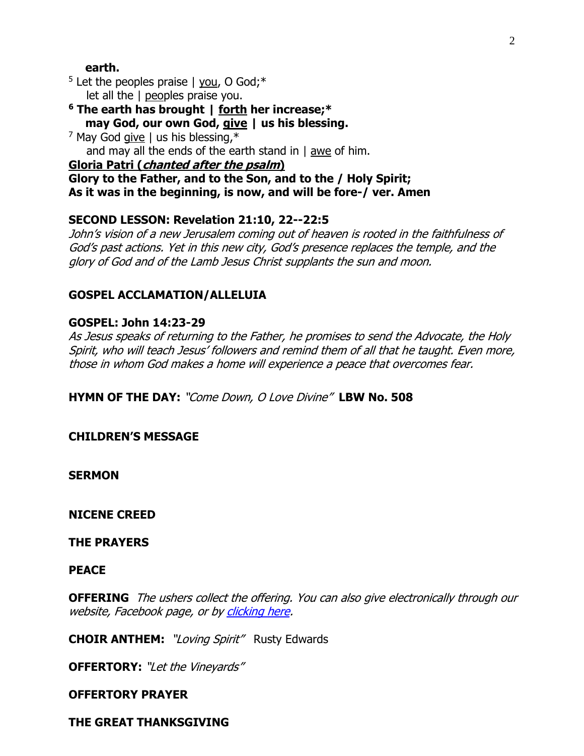**earth.**

[5] Let the peoples praise | <u>you</u>, O God;*
  let all the | <u>peo</u>ples praise you.

**[6] The earth has brought | <u>forth</u> her increase;***
  **may God, our own God, <u>give</u> | us his blessing.**

[7] May God <u>give</u> | us his blessing,*
  and may all the ends of the earth stand in | <u>awe</u> of him.

**<u>Gloria Patri (*chanted after the psalm*)</u>**

**Glory to the Father, and to the Son, and to the / Holy Spirit;**
**As it was in the beginning, is now, and will be fore-/ ver. Amen**

**SECOND LESSON: Revelation 21:10, 22--22:5**

*John's vision of a new Jerusalem coming out of heaven is rooted in the faithfulness of God's past actions. Yet in this new city, God's presence replaces the temple, and the glory of God and of the Lamb Jesus Christ supplants the sun and moon.*

**GOSPEL ACCLAMATION/ALLELUIA**

**GOSPEL: John 14:23-29**

*As Jesus speaks of returning to the Father, he promises to send the Advocate, the Holy Spirit, who will teach Jesus' followers and remind them of all that he taught. Even more, those in whom God makes a home will experience a peace that overcomes fear.*

**HYMN OF THE DAY:** *"Come Down, O Love Divine"* **LBW No. 508**

**CHILDREN'S MESSAGE**

**SERMON**

**NICENE CREED**

**THE PRAYERS**

**PEACE**

**OFFERING** *The ushers collect the offering. You can also give electronically through our website, Facebook page, or by [clicking here](#).*

**CHOIR ANTHEM:** *"Loving Spirit"* Rusty Edwards

**OFFERTORY:** *"Let the Vineyards"*

**OFFERTORY PRAYER**

**THE GREAT THANKSGIVING**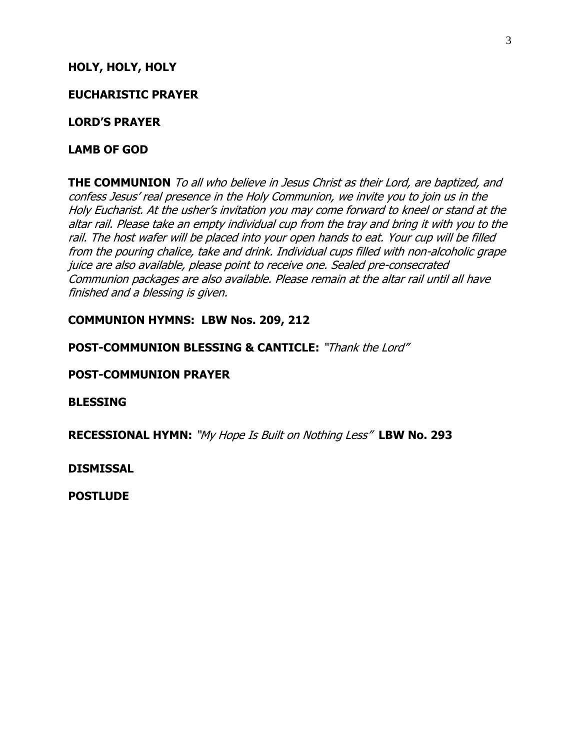**HOLY, HOLY, HOLY**

**EUCHARISTIC PRAYER**

**LORD'S PRAYER**

**LAMB OF GOD**

**THE COMMUNION** *To all who believe in Jesus Christ as their Lord, are baptized, and confess Jesus' real presence in the Holy Communion, we invite you to join us in the Holy Eucharist. At the usher's invitation you may come forward to kneel or stand at the altar rail. Please take an empty individual cup from the tray and bring it with you to the rail. The host wafer will be placed into your open hands to eat. Your cup will be filled from the pouring chalice, take and drink. Individual cups filled with non-alcoholic grape juice are also available, please point to receive one. Sealed pre-consecrated Communion packages are also available. Please remain at the altar rail until all have finished and a blessing is given.*

**COMMUNION HYMNS: LBW Nos. 209, 212**

**POST-COMMUNION BLESSING & CANTICLE:** *"Thank the Lord"*

**POST-COMMUNION PRAYER**

**BLESSING**

**RECESSIONAL HYMN:** *"My Hope Is Built on Nothing Less"* **LBW No. 293**

**DISMISSAL**

**POSTLUDE**